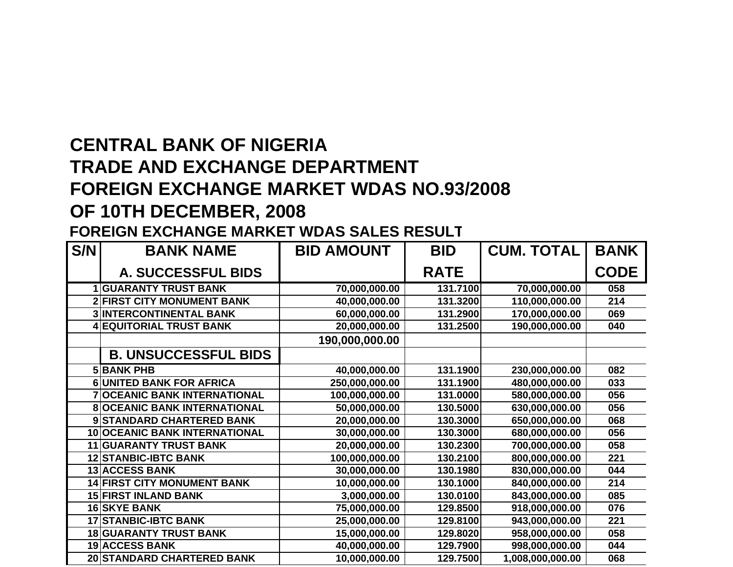# CENTRAL BANK OF NIGERIA
# TRADE AND EXCHANGE DEPARTMENT
# FOREIGN EXCHANGE MARKET WDAS NO.93/2008
# OF 10TH DECEMBER, 2008

## FOREIGN EXCHANGE MARKET WDAS SALES RESULT

| S/N | BANK NAME | BID AMOUNT | BID RATE | CUM. TOTAL | BANK CODE |
|---|---|---|---|---|---|
| | **A. SUCCESSFUL BIDS** | | | | |
| 1 | GUARANTY TRUST BANK | 70,000,000.00 | 131.7100 | 70,000,000.00 | 058 |
| 2 | FIRST CITY MONUMENT BANK | 40,000,000.00 | 131.3200 | 110,000,000.00 | 214 |
| 3 | INTERCONTINENTAL BANK | 60,000,000.00 | 131.2900 | 170,000,000.00 | 069 |
| 4 | EQUITORIAL TRUST BANK | 20,000,000.00 | 131.2500 | 190,000,000.00 | 040 |
| | | 190,000,000.00 | | | |
| | **B. UNSUCCESSFUL BIDS** | | | | |
| 5 | BANK PHB | 40,000,000.00 | 131.1900 | 230,000,000.00 | 082 |
| 6 | UNITED BANK FOR AFRICA | 250,000,000.00 | 131.1900 | 480,000,000.00 | 033 |
| 7 | OCEANIC BANK INTERNATIONAL | 100,000,000.00 | 131.0000 | 580,000,000.00 | 056 |
| 8 | OCEANIC BANK INTERNATIONAL | 50,000,000.00 | 130.5000 | 630,000,000.00 | 056 |
| 9 | STANDARD CHARTERED BANK | 20,000,000.00 | 130.3000 | 650,000,000.00 | 068 |
| 10 | OCEANIC BANK INTERNATIONAL | 30,000,000.00 | 130.3000 | 680,000,000.00 | 056 |
| 11 | GUARANTY TRUST BANK | 20,000,000.00 | 130.2300 | 700,000,000.00 | 058 |
| 12 | STANBIC-IBTC BANK | 100,000,000.00 | 130.2100 | 800,000,000.00 | 221 |
| 13 | ACCESS BANK | 30,000,000.00 | 130.1980 | 830,000,000.00 | 044 |
| 14 | FIRST CITY MONUMENT BANK | 10,000,000.00 | 130.1000 | 840,000,000.00 | 214 |
| 15 | FIRST INLAND BANK | 3,000,000.00 | 130.0100 | 843,000,000.00 | 085 |
| 16 | SKYE BANK | 75,000,000.00 | 129.8500 | 918,000,000.00 | 076 |
| 17 | STANBIC-IBTC BANK | 25,000,000.00 | 129.8100 | 943,000,000.00 | 221 |
| 18 | GUARANTY TRUST BANK | 15,000,000.00 | 129.8020 | 958,000,000.00 | 058 |
| 19 | ACCESS BANK | 40,000,000.00 | 129.7900 | 998,000,000.00 | 044 |
| 20 | STANDARD CHARTERED BANK | 10,000,000.00 | 129.7500 | 1,008,000,000.00 | 068 |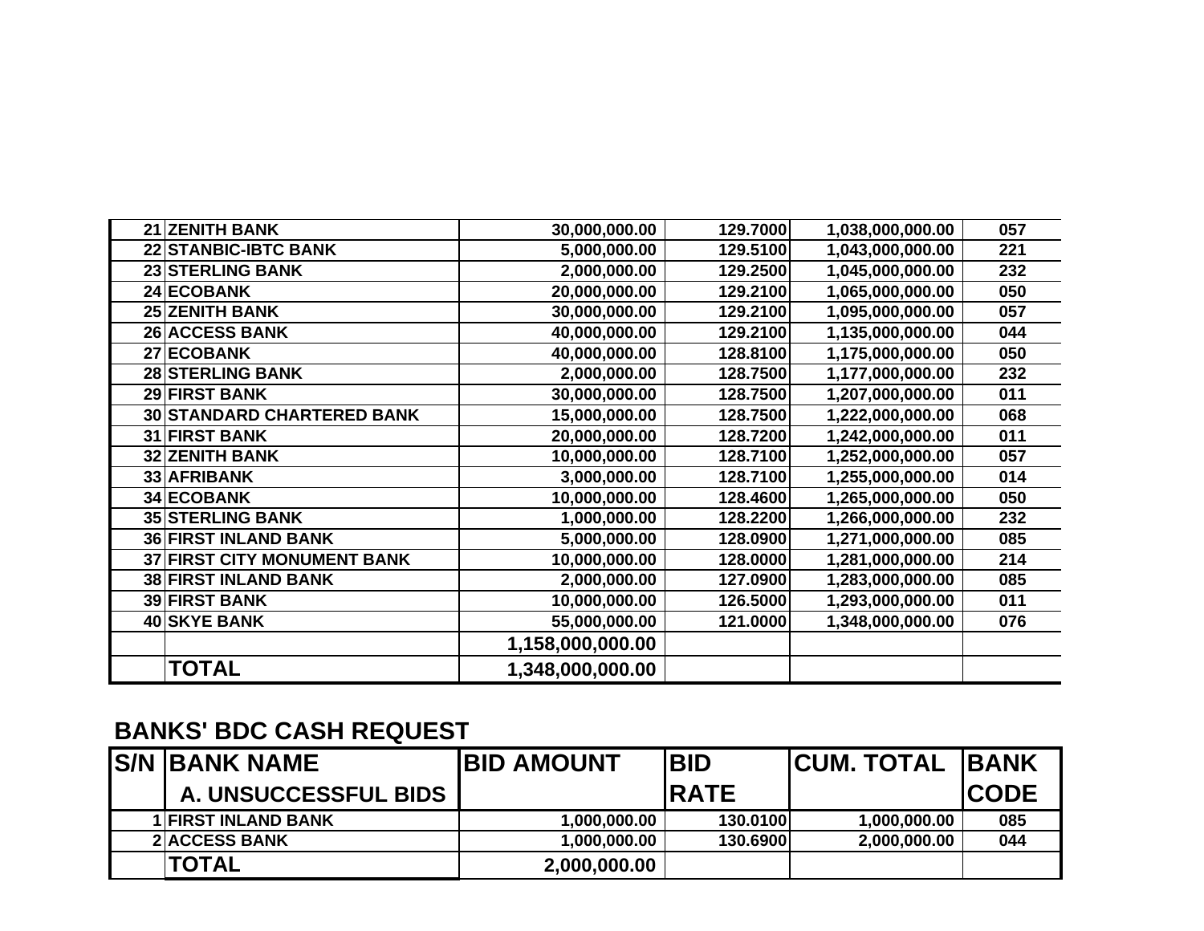| | | | | | |
|---|---|---|---|---|---|
| 21 | ZENITH BANK | 30,000,000.00 | 129.7000 | 1,038,000,000.00 | 057 |
| 22 | STANBIC-IBTC BANK | 5,000,000.00 | 129.5100 | 1,043,000,000.00 | 221 |
| 23 | STERLING BANK | 2,000,000.00 | 129.2500 | 1,045,000,000.00 | 232 |
| 24 | ECOBANK | 20,000,000.00 | 129.2100 | 1,065,000,000.00 | 050 |
| 25 | ZENITH BANK | 30,000,000.00 | 129.2100 | 1,095,000,000.00 | 057 |
| 26 | ACCESS BANK | 40,000,000.00 | 129.2100 | 1,135,000,000.00 | 044 |
| 27 | ECOBANK | 40,000,000.00 | 128.8100 | 1,175,000,000.00 | 050 |
| 28 | STERLING BANK | 2,000,000.00 | 128.7500 | 1,177,000,000.00 | 232 |
| 29 | FIRST BANK | 30,000,000.00 | 128.7500 | 1,207,000,000.00 | 011 |
| 30 | STANDARD CHARTERED BANK | 15,000,000.00 | 128.7500 | 1,222,000,000.00 | 068 |
| 31 | FIRST BANK | 20,000,000.00 | 128.7200 | 1,242,000,000.00 | 011 |
| 32 | ZENITH BANK | 10,000,000.00 | 128.7100 | 1,252,000,000.00 | 057 |
| 33 | AFRIBANK | 3,000,000.00 | 128.7100 | 1,255,000,000.00 | 014 |
| 34 | ECOBANK | 10,000,000.00 | 128.4600 | 1,265,000,000.00 | 050 |
| 35 | STERLING BANK | 1,000,000.00 | 128.2200 | 1,266,000,000.00 | 232 |
| 36 | FIRST INLAND BANK | 5,000,000.00 | 128.0900 | 1,271,000,000.00 | 085 |
| 37 | FIRST CITY MONUMENT BANK | 10,000,000.00 | 128.0000 | 1,281,000,000.00 | 214 |
| 38 | FIRST INLAND BANK | 2,000,000.00 | 127.0900 | 1,283,000,000.00 | 085 |
| 39 | FIRST BANK | 10,000,000.00 | 126.5000 | 1,293,000,000.00 | 011 |
| 40 | SKYE BANK | 55,000,000.00 | 121.0000 | 1,348,000,000.00 | 076 |
| | | 1,158,000,000.00 | | | |
| | **TOTAL** | **1,348,000,000.00** | | | |

## BANKS' BDC CASH REQUEST

| S/N | BANK NAME | BID AMOUNT | BID RATE | CUM. TOTAL | BANK CODE |
|---|---|---|---|---|---|
| | **A. UNSUCCESSFUL BIDS** | | | | |
| 1 | FIRST INLAND BANK | 1,000,000.00 | 130.0100 | 1,000,000.00 | 085 |
| 2 | ACCESS BANK | 1,000,000.00 | 130.6900 | 2,000,000.00 | 044 |
| | **TOTAL** | **2,000,000.00** | | | |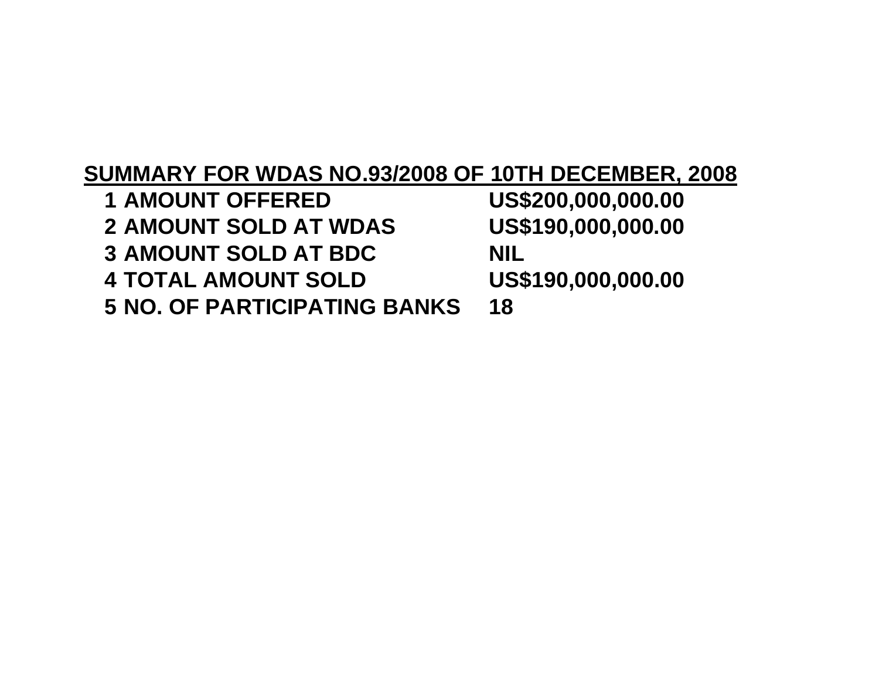## SUMMARY FOR WDAS NO.93/2008 OF 10TH DECEMBER, 2008

| | | |
|---|---|---|
| 1 | AMOUNT OFFERED | US$200,000,000.00 |
| 2 | AMOUNT SOLD AT WDAS | US$190,000,000.00 |
| 3 | AMOUNT SOLD AT BDC | NIL |
| 4 | TOTAL AMOUNT SOLD | US$190,000,000.00 |
| 5 | NO. OF PARTICIPATING BANKS | 18 |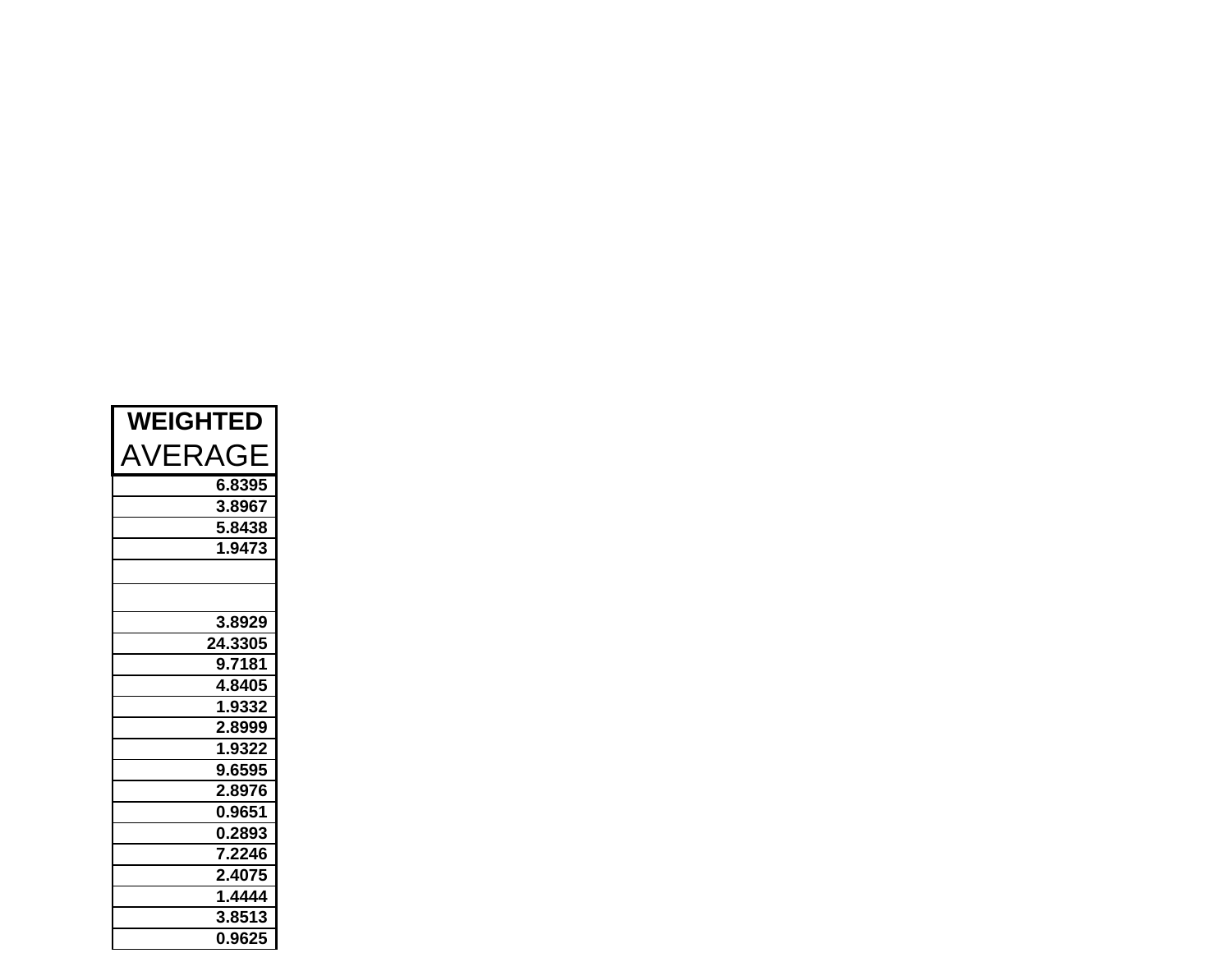| WEIGHTED AVERAGE |
|---|
| 6.8395 |
| 3.8967 |
| 5.8438 |
| 1.9473 |
| |
| |
| 3.8929 |
| 24.3305 |
| 9.7181 |
| 4.8405 |
| 1.9332 |
| 2.8999 |
| 1.9322 |
| 9.6595 |
| 2.8976 |
| 0.9651 |
| 0.2893 |
| 7.2246 |
| 2.4075 |
| 1.4444 |
| 3.8513 |
| 0.9625 |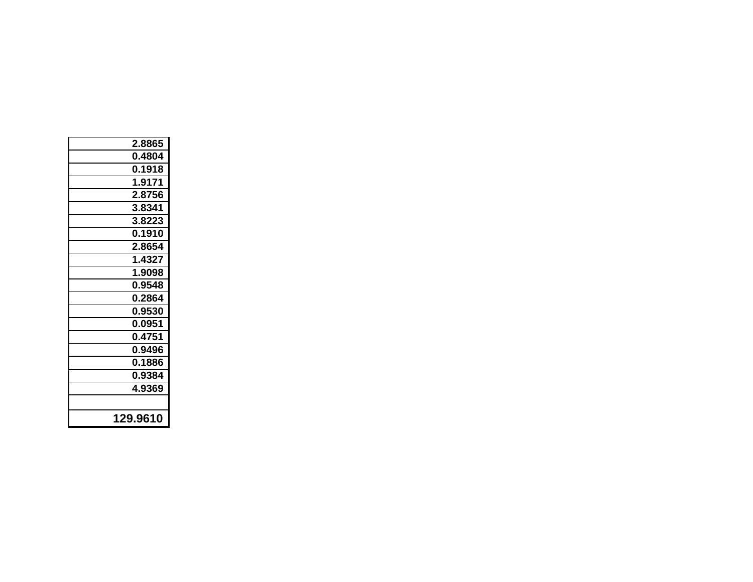| |
|---|
| 2.8865 |
| 0.4804 |
| 0.1918 |
| 1.9171 |
| 2.8756 |
| 3.8341 |
| 3.8223 |
| 0.1910 |
| 2.8654 |
| 1.4327 |
| 1.9098 |
| 0.9548 |
| 0.2864 |
| 0.9530 |
| 0.0951 |
| 0.4751 |
| 0.9496 |
| 0.1886 |
| 0.9384 |
| 4.9369 |
| |
| 129.9610 |